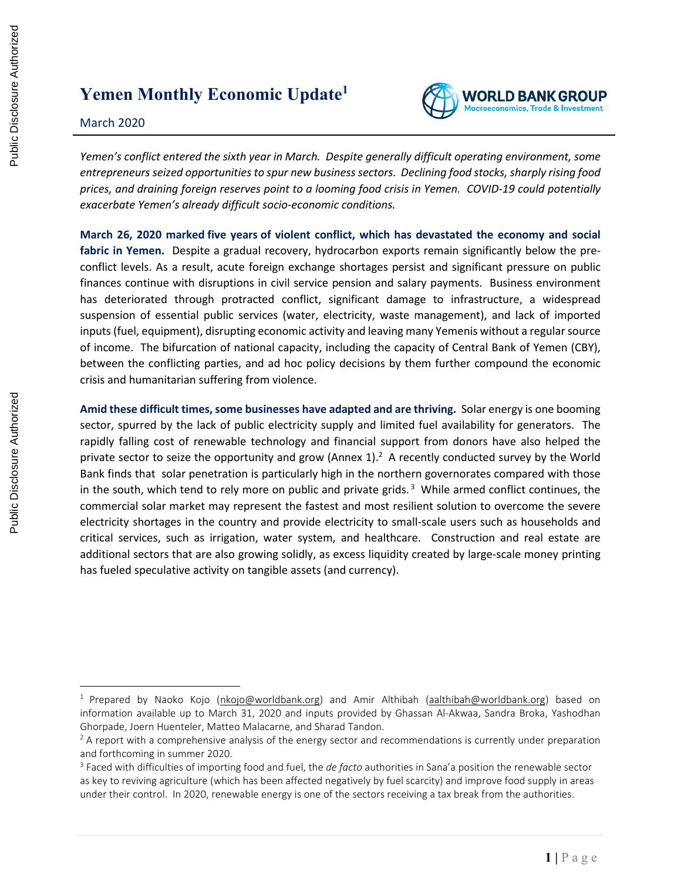# Yemen Monthly Economic Update[1]

March 2020

*Yemen's conflict entered the sixth year in March. Despite generally difficult operating environment, some entrepreneurs seized opportunities to spur new business sectors. Declining food stocks, sharply rising food prices, and draining foreign reserves point to a looming food crisis in Yemen. COVID-19 could potentially exacerbate Yemen's already difficult socio-economic conditions.*

**March 26, 2020 marked five years of violent conflict, which has devastated the economy and social fabric in Yemen.** Despite a gradual recovery, hydrocarbon exports remain significantly below the pre-conflict levels. As a result, acute foreign exchange shortages persist and significant pressure on public finances continue with disruptions in civil service pension and salary payments. Business environment has deteriorated through protracted conflict, significant damage to infrastructure, a widespread suspension of essential public services (water, electricity, waste management), and lack of imported inputs (fuel, equipment), disrupting economic activity and leaving many Yemenis without a regular source of income. The bifurcation of national capacity, including the capacity of Central Bank of Yemen (CBY), between the conflicting parties, and ad hoc policy decisions by them further compound the economic crisis and humanitarian suffering from violence.

**Amid these difficult times, some businesses have adapted and are thriving.** Solar energy is one booming sector, spurred by the lack of public electricity supply and limited fuel availability for generators. The rapidly falling cost of renewable technology and financial support from donors have also helped the private sector to seize the opportunity and grow (Annex 1).[2] A recently conducted survey by the World Bank finds that solar penetration is particularly high in the northern governorates compared with those in the south, which tend to rely more on public and private grids.[3] While armed conflict continues, the commercial solar market may represent the fastest and most resilient solution to overcome the severe electricity shortages in the country and provide electricity to small-scale users such as households and critical services, such as irrigation, water system, and healthcare. Construction and real estate are additional sectors that are also growing solidly, as excess liquidity created by large-scale money printing has fueled speculative activity on tangible assets (and currency).

---

[1] Prepared by Naoko Kojo (nkojo@worldbank.org) and Amir Althibah (aalthibah@worldbank.org) based on information available up to March 31, 2020 and inputs provided by Ghassan Al-Akwaa, Sandra Broka, Yashodhan Ghorpade, Joern Huenteler, Matteo Malacarne, and Sharad Tandon.

[2] A report with a comprehensive analysis of the energy sector and recommendations is currently under preparation and forthcoming in summer 2020.

[3] Faced with difficulties of importing food and fuel, the *de facto* authorities in Sana'a position the renewable sector as key to reviving agriculture (which has been affected negatively by fuel scarcity) and improve food supply in areas under their control. In 2020, renewable energy is one of the sectors receiving a tax break from the authorities.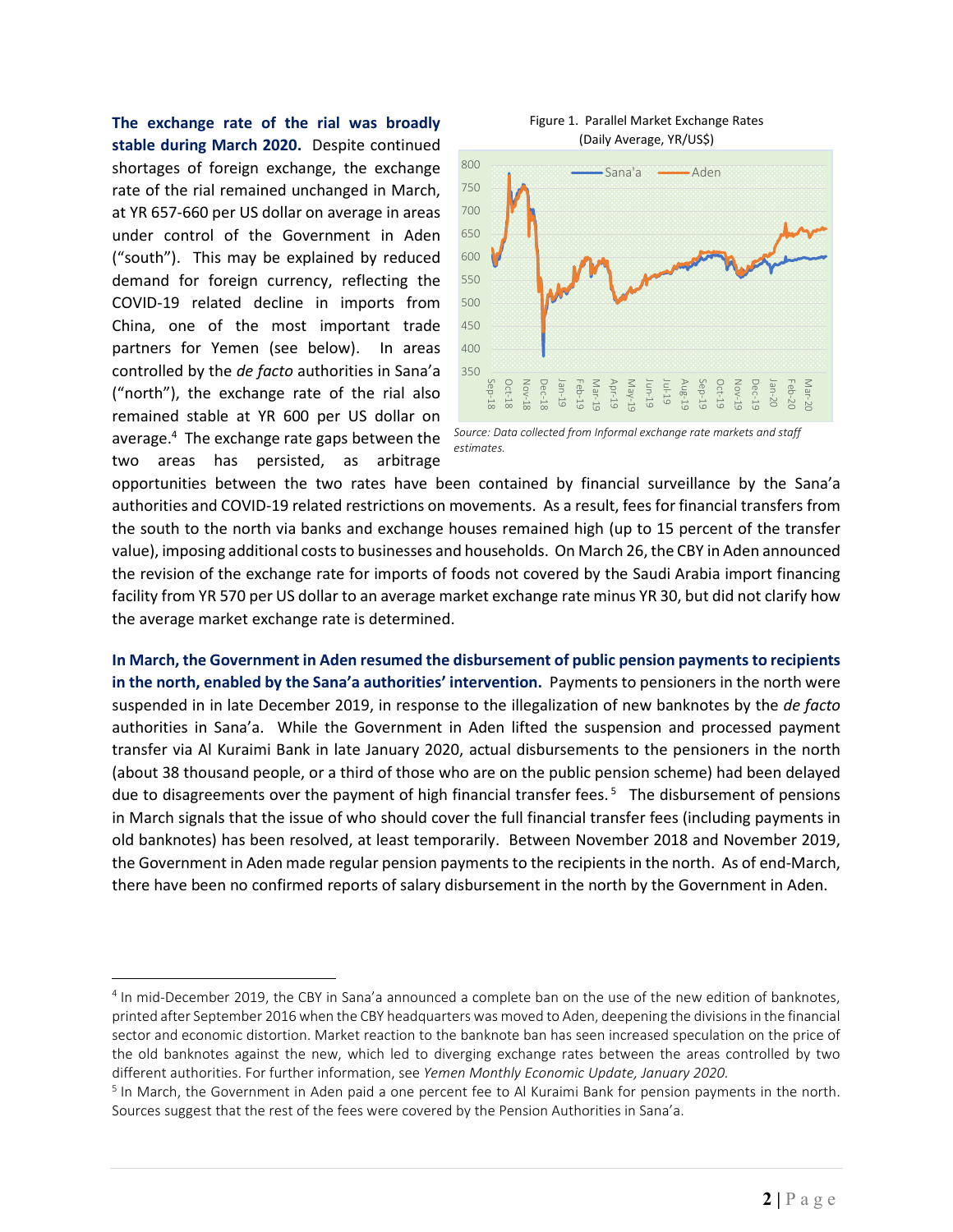**The exchange rate of the rial was broadly stable during March 2020.** Despite continued shortages of foreign exchange, the exchange rate of the rial remained unchanged in March, at YR 657-660 per US dollar on average in areas under control of the Government in Aden ("south"). This may be explained by reduced demand for foreign currency, reflecting the COVID-19 related decline in imports from China, one of the most important trade partners for Yemen (see below). In areas controlled by the *de facto* authorities in Sana'a ("north"), the exchange rate of the rial also remained stable at YR 600 per US dollar on average.[4] The exchange rate gaps between the two areas has persisted, as arbitrage opportunities between the two rates have been contained by financial surveillance by the Sana'a authorities and COVID-19 related restrictions on movements. As a result, fees for financial transfers from the south to the north via banks and exchange houses remained high (up to 15 percent of the transfer value), imposing additional costs to businesses and households. On March 26, the CBY in Aden announced the revision of the exchange rate for imports of foods not covered by the Saudi Arabia import financing facility from YR 570 per US dollar to an average market exchange rate minus YR 30, but did not clarify how the average market exchange rate is determined.

Figure 1. Parallel Market Exchange Rates (Daily Average, YR/US$)

*Source: Data collected from Informal exchange rate markets and staff estimates.*

**In March, the Government in Aden resumed the disbursement of public pension payments to recipients in the north, enabled by the Sana'a authorities' intervention.** Payments to pensioners in the north were suspended in in late December 2019, in response to the illegalization of new banknotes by the *de facto* authorities in Sana'a. While the Government in Aden lifted the suspension and processed payment transfer via Al Kuraimi Bank in late January 2020, actual disbursements to the pensioners in the north (about 38 thousand people, or a third of those who are on the public pension scheme) had been delayed due to disagreements over the payment of high financial transfer fees.[5] The disbursement of pensions in March signals that the issue of who should cover the full financial transfer fees (including payments in old banknotes) has been resolved, at least temporarily. Between November 2018 and November 2019, the Government in Aden made regular pension payments to the recipients in the north. As of end-March, there have been no confirmed reports of salary disbursement in the north by the Government in Aden.

---

[4] In mid-December 2019, the CBY in Sana'a announced a complete ban on the use of the new edition of banknotes, printed after September 2016 when the CBY headquarters was moved to Aden, deepening the divisions in the financial sector and economic distortion. Market reaction to the banknote ban has seen increased speculation on the price of the old banknotes against the new, which led to diverging exchange rates between the areas controlled by two different authorities. For further information, see *Yemen Monthly Economic Update, January 2020.*

[5] In March, the Government in Aden paid a one percent fee to Al Kuraimi Bank for pension payments in the north. Sources suggest that the rest of the fees were covered by the Pension Authorities in Sana'a.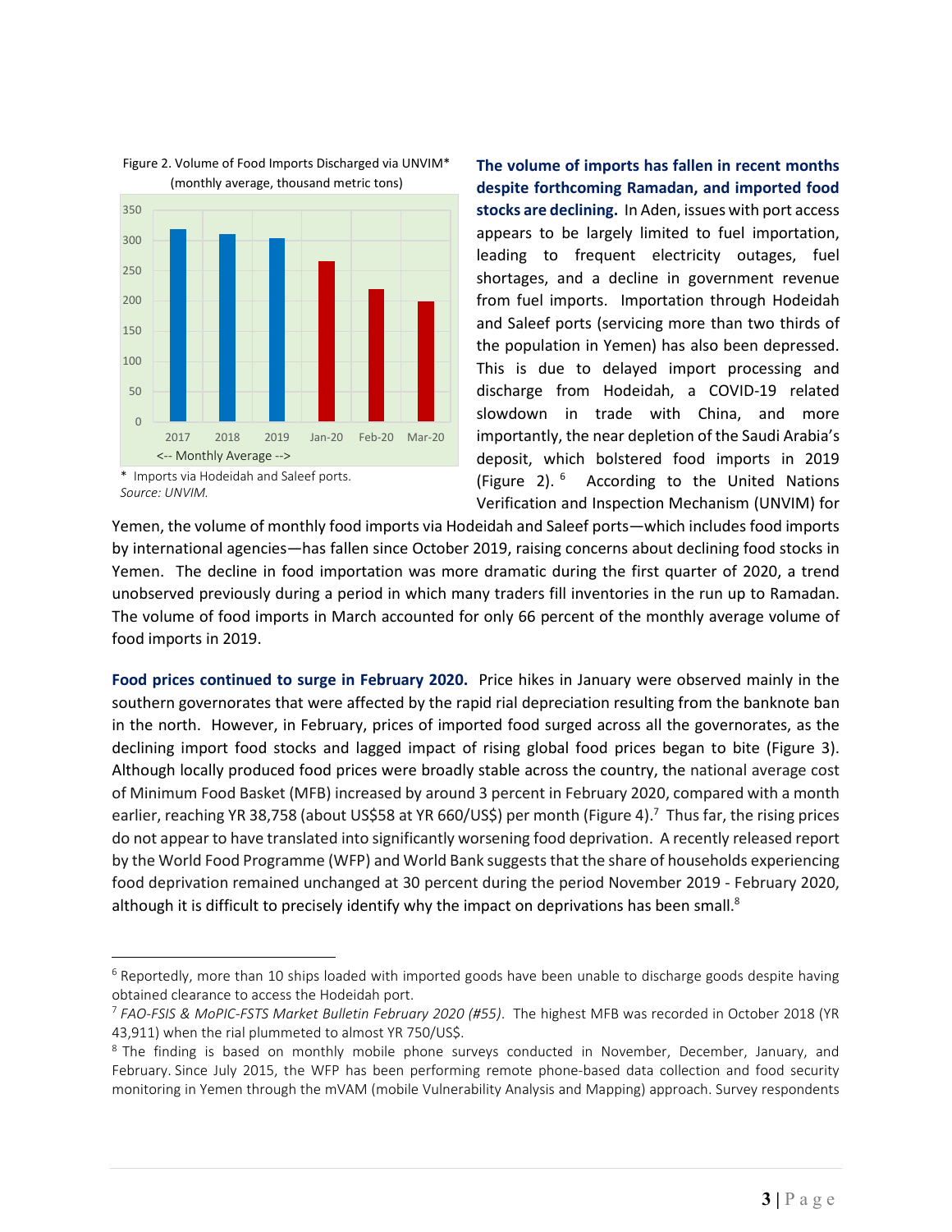Figure 2. Volume of Food Imports Discharged via UNVIM* (monthly average, thousand metric tons)

\* Imports via Hodeidah and Saleef ports.
*Source: UNVIM.*

**The volume of imports has fallen in recent months despite forthcoming Ramadan, and imported food stocks are declining.** In Aden, issues with port access appears to be largely limited to fuel importation, leading to frequent electricity outages, fuel shortages, and a decline in government revenue from fuel imports. Importation through Hodeidah and Saleef ports (servicing more than two thirds of the population in Yemen) has also been depressed. This is due to delayed import processing and discharge from Hodeidah, a COVID-19 related slowdown in trade with China, and more importantly, the near depletion of the Saudi Arabia's deposit, which bolstered food imports in 2019 (Figure 2). [6] According to the United Nations Verification and Inspection Mechanism (UNVIM) for Yemen, the volume of monthly food imports via Hodeidah and Saleef ports—which includes food imports by international agencies—has fallen since October 2019, raising concerns about declining food stocks in Yemen. The decline in food importation was more dramatic during the first quarter of 2020, a trend unobserved previously during a period in which many traders fill inventories in the run up to Ramadan. The volume of food imports in March accounted for only 66 percent of the monthly average volume of food imports in 2019.

**Food prices continued to surge in February 2020.** Price hikes in January were observed mainly in the southern governorates that were affected by the rapid rial depreciation resulting from the banknote ban in the north. However, in February, prices of imported food surged across all the governorates, as the declining import food stocks and lagged impact of rising global food prices began to bite (Figure 3). Although locally produced food prices were broadly stable across the country, the national average cost of Minimum Food Basket (MFB) increased by around 3 percent in February 2020, compared with a month earlier, reaching YR 38,758 (about US$58 at YR 660/US$) per month (Figure 4).[7] Thus far, the rising prices do not appear to have translated into significantly worsening food deprivation. A recently released report by the World Food Programme (WFP) and World Bank suggests that the share of households experiencing food deprivation remained unchanged at 30 percent during the period November 2019 - February 2020, although it is difficult to precisely identify why the impact on deprivations has been small.[8]

---

[6] Reportedly, more than 10 ships loaded with imported goods have been unable to discharge goods despite having obtained clearance to access the Hodeidah port.

[7] *FAO-FSIS & MoPIC-FSTS Market Bulletin February 2020 (#55)*. The highest MFB was recorded in October 2018 (YR 43,911) when the rial plummeted to almost YR 750/US$.

[8] The finding is based on monthly mobile phone surveys conducted in November, December, January, and February. Since July 2015, the WFP has been performing remote phone-based data collection and food security monitoring in Yemen through the mVAM (mobile Vulnerability Analysis and Mapping) approach. Survey respondents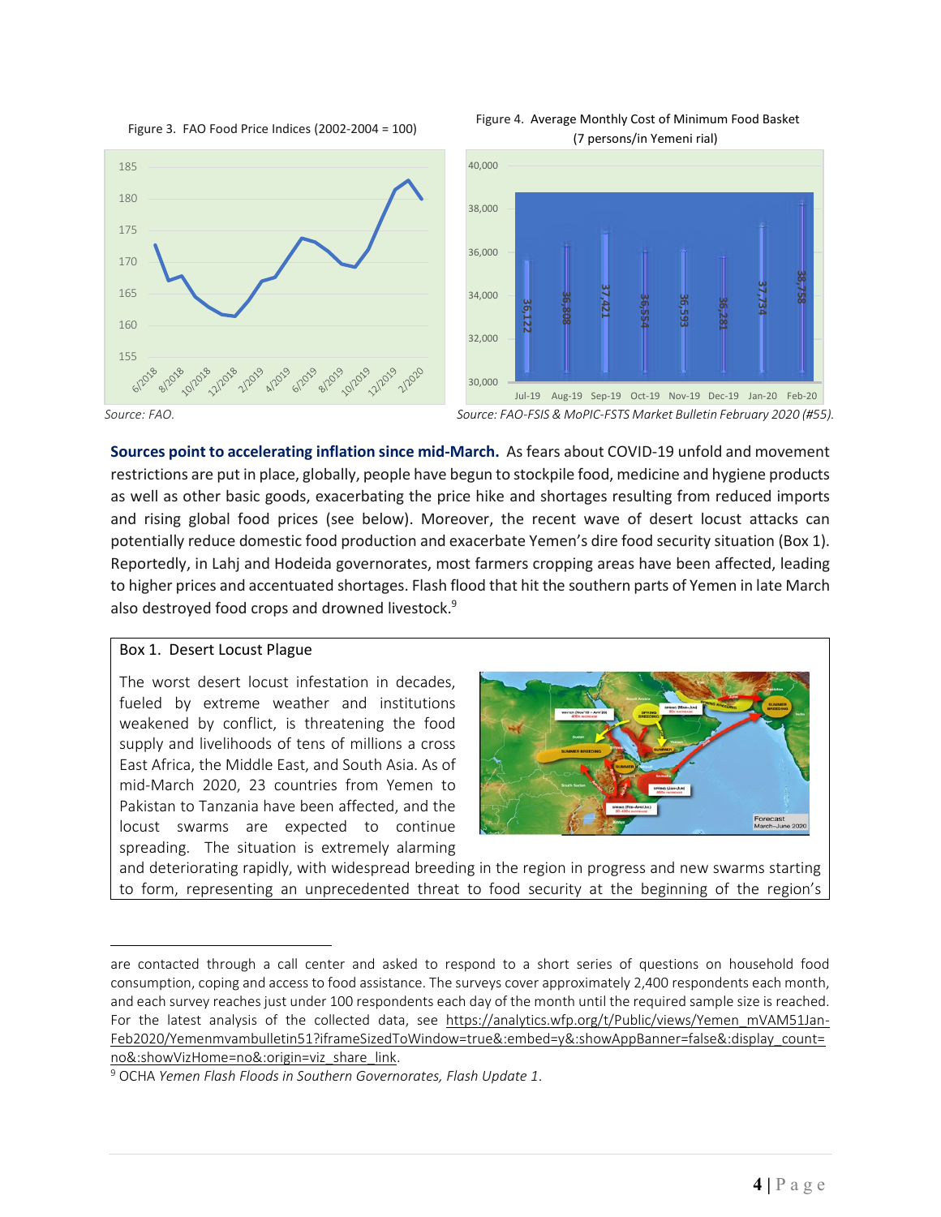Figure 3. FAO Food Price Indices (2002-2004 = 100)

*Source: FAO.*

Figure 4. Average Monthly Cost of Minimum Food Basket (7 persons/in Yemeni rial)

| Jul-19 | Aug-19 | Sep-19 | Oct-19 | Nov-19 | Dec-19 | Jan-20 | Feb-20 |
|---|---|---|---|---|---|---|---|
| 36,122 | 36,808 | 37,421 | 36,554 | 36,593 | 36,281 | 37,734 | 38,758 |

*Source: FAO-FSIS & MoPIC-FSTS Market Bulletin February 2020 (#55).*

**Sources point to accelerating inflation since mid-March.** As fears about COVID-19 unfold and movement restrictions are put in place, globally, people have begun to stockpile food, medicine and hygiene products as well as other basic goods, exacerbating the price hike and shortages resulting from reduced imports and rising global food prices (see below). Moreover, the recent wave of desert locust attacks can potentially reduce domestic food production and exacerbate Yemen's dire food security situation (Box 1). Reportedly, in Lahj and Hodeida governorates, most farmers cropping areas have been affected, leading to higher prices and accentuated shortages. Flash flood that hit the southern parts of Yemen in late March also destroyed food crops and drowned livestock.[9]

**Box 1. Desert Locust Plague**

The worst desert locust infestation in decades, fueled by extreme weather and institutions weakened by conflict, is threatening the food supply and livelihoods of tens of millions a cross East Africa, the Middle East, and South Asia. As of mid-March 2020, 23 countries from Yemen to Pakistan to Tanzania have been affected, and the locust swarms are expected to continue spreading. The situation is extremely alarming and deteriorating rapidly, with widespread breeding in the region in progress and new swarms starting to form, representing an unprecedented threat to food security at the beginning of the region's

---

are contacted through a call center and asked to respond to a short series of questions on household food consumption, coping and access to food assistance. The surveys cover approximately 2,400 respondents each month, and each survey reaches just under 100 respondents each day of the month until the required sample size is reached. For the latest analysis of the collected data, see https://analytics.wfp.org/t/Public/views/Yemen_mVAM51Jan-Feb2020/Yemenmvambulletin51?iframeSizedToWindow=true&:embed=y&:showAppBanner=false&:display_count=no&:showVizHome=no&:origin=viz_share_link.

[9] OCHA *Yemen Flash Floods in Southern Governorates, Flash Update 1*.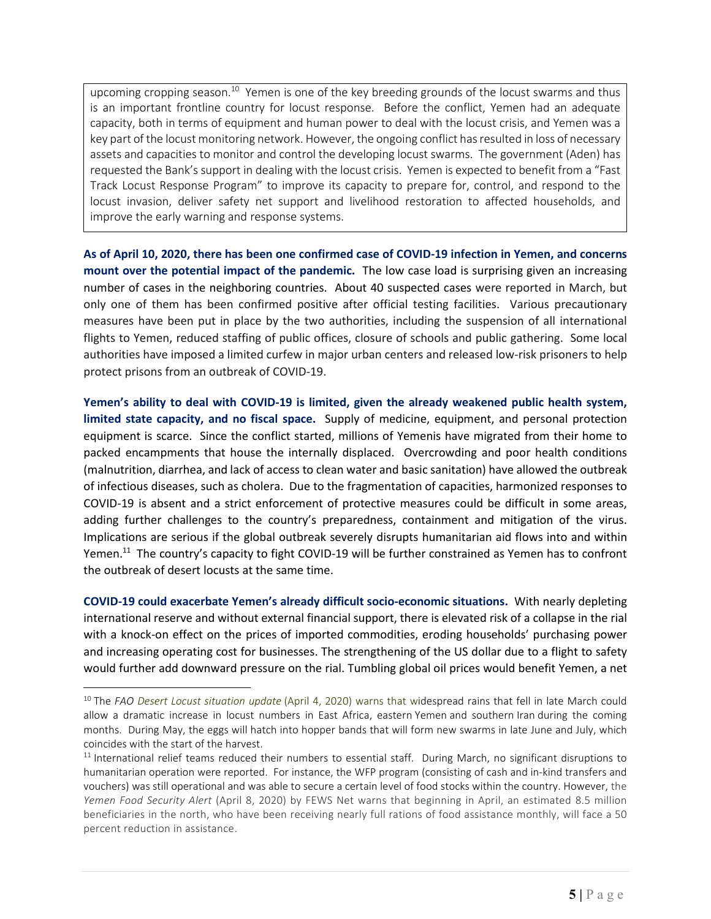upcoming cropping season.[10] Yemen is one of the key breeding grounds of the locust swarms and thus is an important frontline country for locust response. Before the conflict, Yemen had an adequate capacity, both in terms of equipment and human power to deal with the locust crisis, and Yemen was a key part of the locust monitoring network. However, the ongoing conflict has resulted in loss of necessary assets and capacities to monitor and control the developing locust swarms. The government (Aden) has requested the Bank's support in dealing with the locust crisis. Yemen is expected to benefit from a "Fast Track Locust Response Program" to improve its capacity to prepare for, control, and respond to the locust invasion, deliver safety net support and livelihood restoration to affected households, and improve the early warning and response systems.

**As of April 10, 2020, there has been one confirmed case of COVID-19 infection in Yemen, and concerns mount over the potential impact of the pandemic.** The low case load is surprising given an increasing number of cases in the neighboring countries. About 40 suspected cases were reported in March, but only one of them has been confirmed positive after official testing facilities. Various precautionary measures have been put in place by the two authorities, including the suspension of all international flights to Yemen, reduced staffing of public offices, closure of schools and public gathering. Some local authorities have imposed a limited curfew in major urban centers and released low-risk prisoners to help protect prisons from an outbreak of COVID-19.

**Yemen's ability to deal with COVID-19 is limited, given the already weakened public health system, limited state capacity, and no fiscal space.** Supply of medicine, equipment, and personal protection equipment is scarce. Since the conflict started, millions of Yemenis have migrated from their home to packed encampments that house the internally displaced. Overcrowding and poor health conditions (malnutrition, diarrhea, and lack of access to clean water and basic sanitation) have allowed the outbreak of infectious diseases, such as cholera. Due to the fragmentation of capacities, harmonized responses to COVID-19 is absent and a strict enforcement of protective measures could be difficult in some areas, adding further challenges to the country's preparedness, containment and mitigation of the virus. Implications are serious if the global outbreak severely disrupts humanitarian aid flows into and within Yemen.[11] The country's capacity to fight COVID-19 will be further constrained as Yemen has to confront the outbreak of desert locusts at the same time.

**COVID-19 could exacerbate Yemen's already difficult socio-economic situations.** With nearly depleting international reserve and without external financial support, there is elevated risk of a collapse in the rial with a knock-on effect on the prices of imported commodities, eroding households' purchasing power and increasing operating cost for businesses. The strengthening of the US dollar due to a flight to safety would further add downward pressure on the rial. Tumbling global oil prices would benefit Yemen, a net

---

[10] The *FAO Desert Locust situation update* (April 4, 2020) warns that widespread rains that fell in late March could allow a dramatic increase in locust numbers in East Africa, eastern Yemen and southern Iran during the coming months. During May, the eggs will hatch into hopper bands that will form new swarms in late June and July, which coincides with the start of the harvest.

[11] International relief teams reduced their numbers to essential staff. During March, no significant disruptions to humanitarian operation were reported. For instance, the WFP program (consisting of cash and in-kind transfers and vouchers) was still operational and was able to secure a certain level of food stocks within the country. However, the *Yemen Food Security Alert* (April 8, 2020) by FEWS Net warns that beginning in April, an estimated 8.5 million beneficiaries in the north, who have been receiving nearly full rations of food assistance monthly, will face a 50 percent reduction in assistance.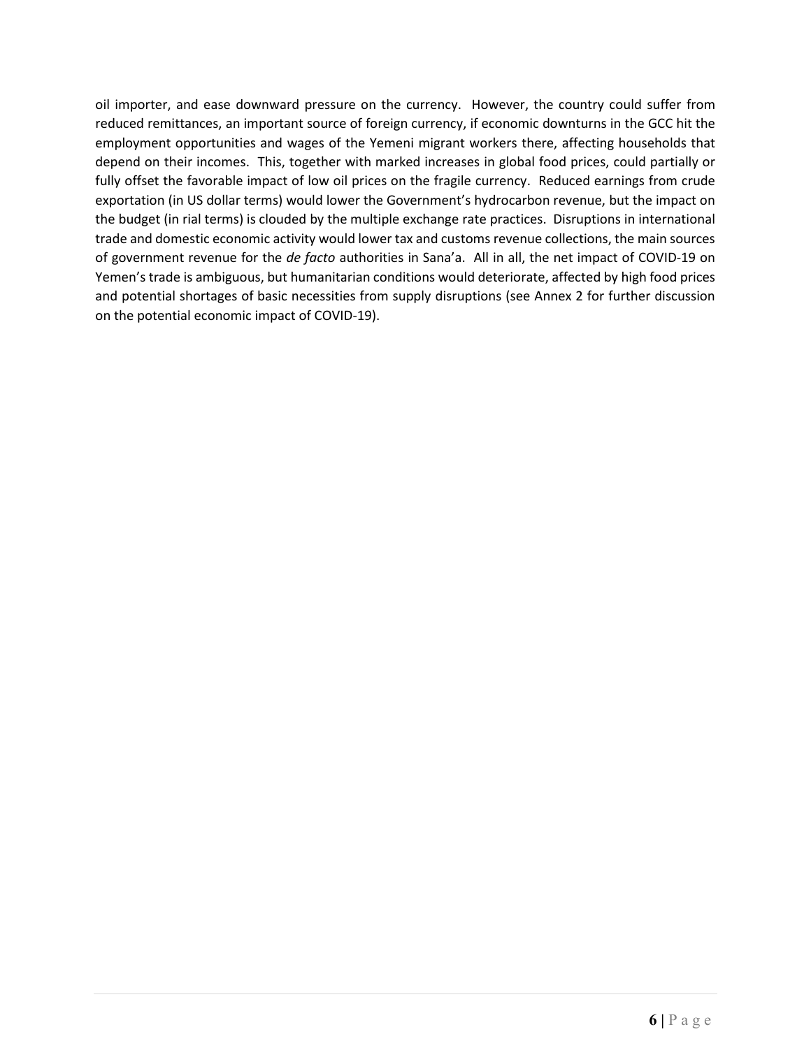oil importer, and ease downward pressure on the currency. However, the country could suffer from reduced remittances, an important source of foreign currency, if economic downturns in the GCC hit the employment opportunities and wages of the Yemeni migrant workers there, affecting households that depend on their incomes. This, together with marked increases in global food prices, could partially or fully offset the favorable impact of low oil prices on the fragile currency. Reduced earnings from crude exportation (in US dollar terms) would lower the Government's hydrocarbon revenue, but the impact on the budget (in rial terms) is clouded by the multiple exchange rate practices. Disruptions in international trade and domestic economic activity would lower tax and customs revenue collections, the main sources of government revenue for the *de facto* authorities in Sana'a. All in all, the net impact of COVID-19 on Yemen's trade is ambiguous, but humanitarian conditions would deteriorate, affected by high food prices and potential shortages of basic necessities from supply disruptions (see Annex 2 for further discussion on the potential economic impact of COVID-19).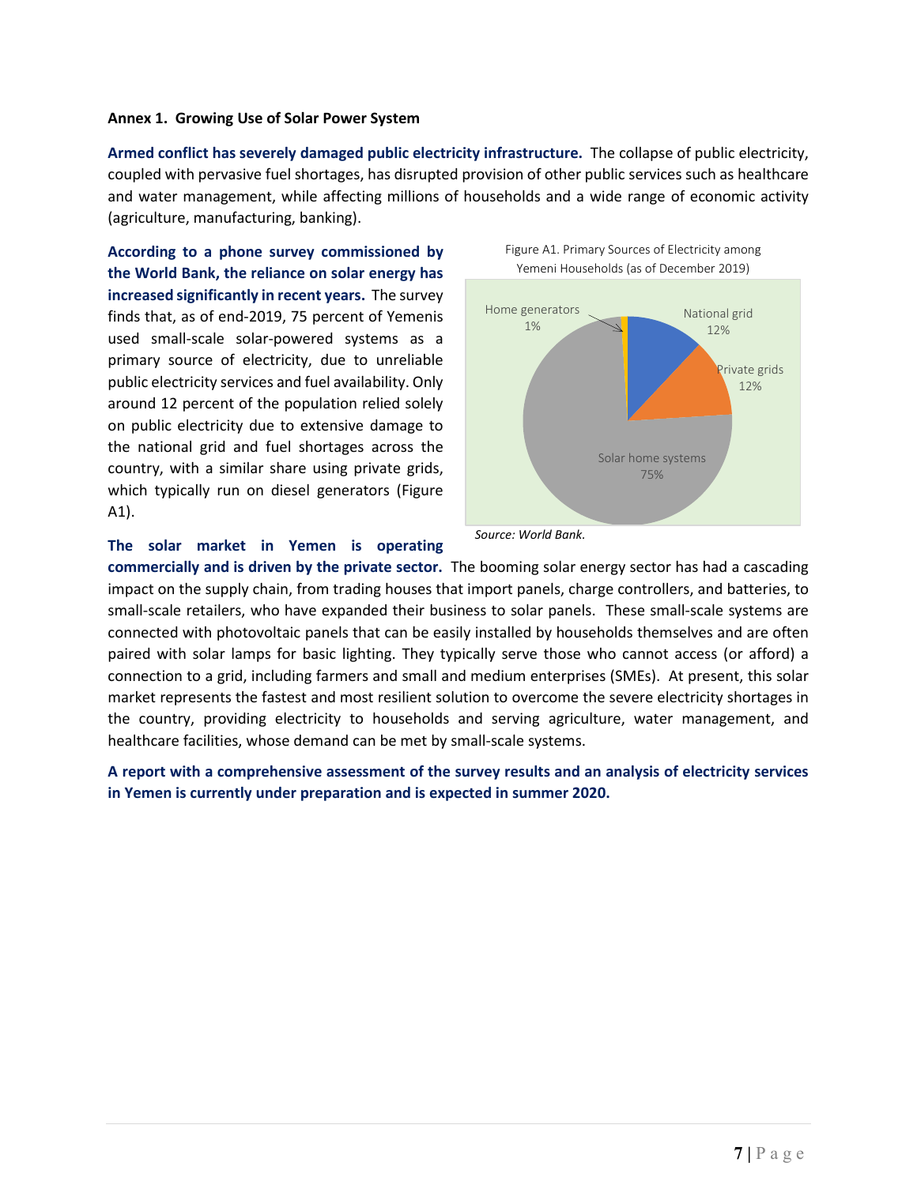**Annex 1. Growing Use of Solar Power System**

**Armed conflict has severely damaged public electricity infrastructure.** The collapse of public electricity, coupled with pervasive fuel shortages, has disrupted provision of other public services such as healthcare and water management, while affecting millions of households and a wide range of economic activity (agriculture, manufacturing, banking).

**According to a phone survey commissioned by the World Bank, the reliance on solar energy has increased significantly in recent years.** The survey finds that, as of end-2019, 75 percent of Yemenis used small-scale solar-powered systems as a primary source of electricity, due to unreliable public electricity services and fuel availability. Only around 12 percent of the population relied solely on public electricity due to extensive damage to the national grid and fuel shortages across the country, with a similar share using private grids, which typically run on diesel generators (Figure A1).

Figure A1. Primary Sources of Electricity among Yemeni Households (as of December 2019)

| Source | Share |
|---|---|
| National grid | 12% |
| Private grids | 12% |
| Solar home systems | 75% |
| Home generators | 1% |

*Source: World Bank.*

**The solar market in Yemen is operating commercially and is driven by the private sector.** The booming solar energy sector has had a cascading impact on the supply chain, from trading houses that import panels, charge controllers, and batteries, to small-scale retailers, who have expanded their business to solar panels. These small-scale systems are connected with photovoltaic panels that can be easily installed by households themselves and are often paired with solar lamps for basic lighting. They typically serve those who cannot access (or afford) a connection to a grid, including farmers and small and medium enterprises (SMEs). At present, this solar market represents the fastest and most resilient solution to overcome the severe electricity shortages in the country, providing electricity to households and serving agriculture, water management, and healthcare facilities, whose demand can be met by small-scale systems.

**A report with a comprehensive assessment of the survey results and an analysis of electricity services in Yemen is currently under preparation and is expected in summer 2020.**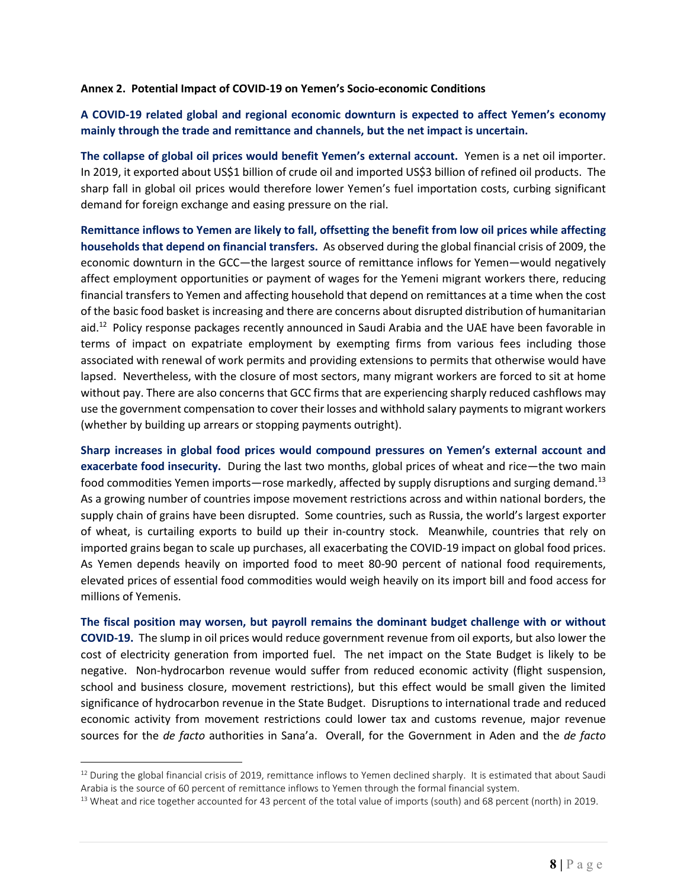**Annex 2. Potential Impact of COVID-19 on Yemen's Socio-economic Conditions**

**A COVID-19 related global and regional economic downturn is expected to affect Yemen's economy mainly through the trade and remittance and channels, but the net impact is uncertain.**

**The collapse of global oil prices would benefit Yemen's external account.** Yemen is a net oil importer. In 2019, it exported about US$1 billion of crude oil and imported US$3 billion of refined oil products. The sharp fall in global oil prices would therefore lower Yemen's fuel importation costs, curbing significant demand for foreign exchange and easing pressure on the rial.

**Remittance inflows to Yemen are likely to fall, offsetting the benefit from low oil prices while affecting households that depend on financial transfers.** As observed during the global financial crisis of 2009, the economic downturn in the GCC—the largest source of remittance inflows for Yemen—would negatively affect employment opportunities or payment of wages for the Yemeni migrant workers there, reducing financial transfers to Yemen and affecting household that depend on remittances at a time when the cost of the basic food basket is increasing and there are concerns about disrupted distribution of humanitarian aid.[12] Policy response packages recently announced in Saudi Arabia and the UAE have been favorable in terms of impact on expatriate employment by exempting firms from various fees including those associated with renewal of work permits and providing extensions to permits that otherwise would have lapsed. Nevertheless, with the closure of most sectors, many migrant workers are forced to sit at home without pay. There are also concerns that GCC firms that are experiencing sharply reduced cashflows may use the government compensation to cover their losses and withhold salary payments to migrant workers (whether by building up arrears or stopping payments outright).

**Sharp increases in global food prices would compound pressures on Yemen's external account and exacerbate food insecurity.** During the last two months, global prices of wheat and rice—the two main food commodities Yemen imports—rose markedly, affected by supply disruptions and surging demand.[13] As a growing number of countries impose movement restrictions across and within national borders, the supply chain of grains have been disrupted. Some countries, such as Russia, the world's largest exporter of wheat, is curtailing exports to build up their in-country stock. Meanwhile, countries that rely on imported grains began to scale up purchases, all exacerbating the COVID-19 impact on global food prices. As Yemen depends heavily on imported food to meet 80-90 percent of national food requirements, elevated prices of essential food commodities would weigh heavily on its import bill and food access for millions of Yemenis.

**The fiscal position may worsen, but payroll remains the dominant budget challenge with or without COVID-19.** The slump in oil prices would reduce government revenue from oil exports, but also lower the cost of electricity generation from imported fuel. The net impact on the State Budget is likely to be negative. Non-hydrocarbon revenue would suffer from reduced economic activity (flight suspension, school and business closure, movement restrictions), but this effect would be small given the limited significance of hydrocarbon revenue in the State Budget. Disruptions to international trade and reduced economic activity from movement restrictions could lower tax and customs revenue, major revenue sources for the *de facto* authorities in Sana'a. Overall, for the Government in Aden and the *de facto*

---

[12] During the global financial crisis of 2019, remittance inflows to Yemen declined sharply. It is estimated that about Saudi Arabia is the source of 60 percent of remittance inflows to Yemen through the formal financial system.

[13] Wheat and rice together accounted for 43 percent of the total value of imports (south) and 68 percent (north) in 2019.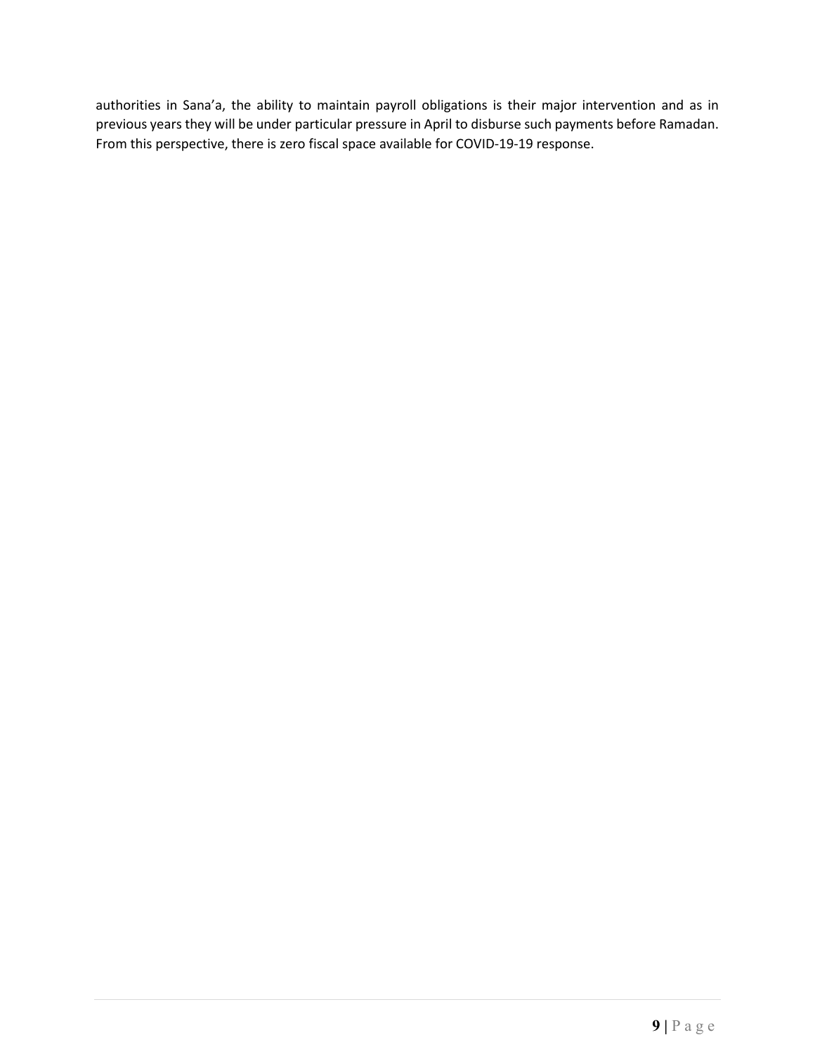authorities in Sana'a, the ability to maintain payroll obligations is their major intervention and as in previous years they will be under particular pressure in April to disburse such payments before Ramadan. From this perspective, there is zero fiscal space available for COVID-19-19 response.